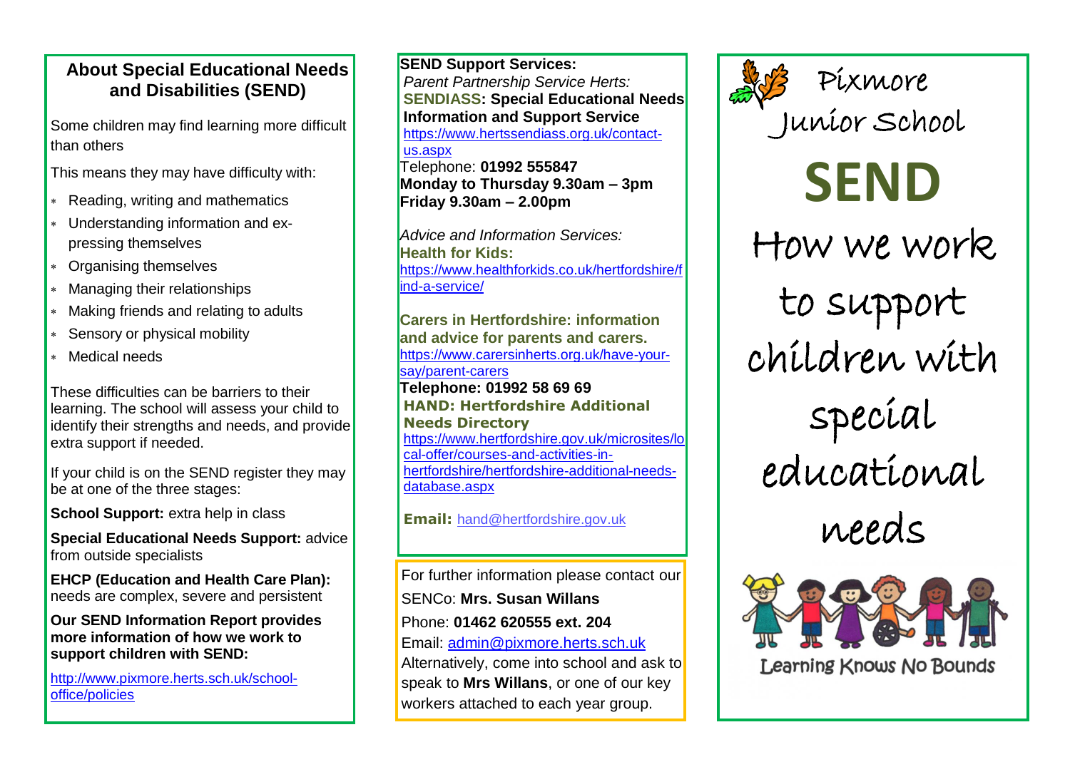## About Special Educational Needs and Disabilities (SEND)

Some children may find learning more difficult than others

This means they may have difficulty with:

- Reading, writing and mathematics
- Understanding information and expressing themselves
- Organising themselves
- Managing their relationships
- Making friends and relating to adults
- Sensory or physical mobility
- Medical needs

These difficulties can be barriers to their learning. The school will assess your child to identify their strengths and needs, and provide extra support if needed.

If your child is on the SEND register they may be at one of the three stages:

**School Support:** extra help in class

**Special Educational Needs Support:** advice from outside specialists

**EHCP (Education and Health Care Plan):** needs are complex, severe and persistent

**Our SEND Information Report provides more information of how we work to support children with SEND:**

http://www.pixmore.herts.sch.uk/school-office/policies

**SEND Support Services:**

*Parent Partnership Service Herts:*

**SENDIASS: Special Educational Needs Information and Support Service**

https://www.hertssendiass.org.uk/contact-us.aspx

Telephone: **01992 555847**

**Monday to Thursday 9.30am – 3pm**

**Friday 9.30am – 2.00pm**

*Advice and Information Services:*

**Health for Kids:**

https://www.healthforkids.co.uk/hertfordshire/find-a-service/

**Carers in Hertfordshire: information and advice for parents and carers.**

https://www.carersinherts.org.uk/have-your-say/parent-carers

**Telephone: 01992 58 69 69**

**HAND: Hertfordshire Additional Needs Directory**

https://www.hertfordshire.gov.uk/microsites/local-offer/courses-and-activities-in-hertfordshire/hertfordshire-additional-needs-database.aspx

**Email:** hand@hertfordshire.gov.uk

For further information please contact our SENCo: **Mrs. Susan Willans**

Phone: **01462 620555 ext. 204**

Email: admin@pixmore.herts.sch.uk

Alternatively, come into school and ask to speak to **Mrs Willans**, or one of our key workers attached to each year group.

# Pixmore Junior School

# SEND

## How we work to support children with special educational needs

Learning Knows No Bounds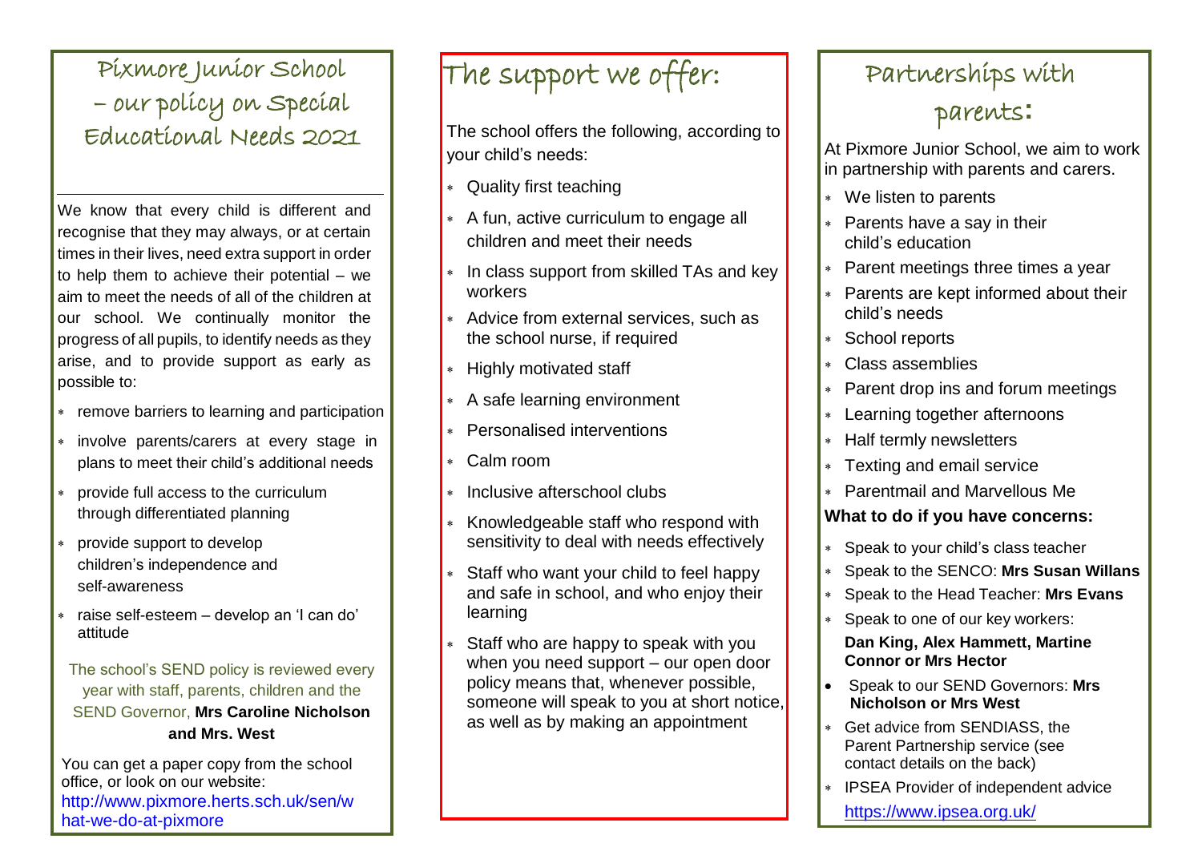# Pixmore Junior School – our policy on Special Educational Needs 2021

We know that every child is different and recognise that they may always, or at certain times in their lives, need extra support in order to help them to achieve their potential – we aim to meet the needs of all of the children at our school. We continually monitor the progress of all pupils, to identify needs as they arise, and to provide support as early as possible to:

- remove barriers to learning and participation
- involve parents/carers at every stage in plans to meet their child's additional needs
- provide full access to the curriculum through differentiated planning
- provide support to develop children's independence and self-awareness
- raise self-esteem – develop an 'I can do' attitude

The school's SEND policy is reviewed every year with staff, parents, children and the SEND Governor, **Mrs Caroline Nicholson and Mrs. West**

You can get a paper copy from the school office, or look on our website: http://www.pixmore.herts.sch.uk/sen/what-we-do-at-pixmore

# The support we offer:

The school offers the following, according to your child's needs:

- Quality first teaching
- A fun, active curriculum to engage all children and meet their needs
- In class support from skilled TAs and key workers
- Advice from external services, such as the school nurse, if required
- Highly motivated staff
- A safe learning environment
- Personalised interventions
- Calm room
- Inclusive afterschool clubs
- Knowledgeable staff who respond with sensitivity to deal with needs effectively
- Staff who want your child to feel happy and safe in school, and who enjoy their learning
- Staff who are happy to speak with you when you need support – our open door policy means that, whenever possible, someone will speak to you at short notice, as well as by making an appointment

# Partnerships with parents:

At Pixmore Junior School, we aim to work in partnership with parents and carers.

- We listen to parents
- Parents have a say in their child's education
- Parent meetings three times a year
- Parents are kept informed about their child's needs
- School reports
- Class assemblies
- Parent drop ins and forum meetings
- Learning together afternoons
- Half termly newsletters
- Texting and email service
- Parentmail and Marvellous Me

**What to do if you have concerns:**

- Speak to your child's class teacher
- Speak to the SENCO: **Mrs Susan Willans**
- Speak to the Head Teacher: **Mrs Evans**
- Speak to one of our key workers: **Dan King, Alex Hammett, Martine Connor or Mrs Hector**
- Speak to our SEND Governors: **Mrs Nicholson or Mrs West**
- Get advice from SENDIASS, the Parent Partnership service (see contact details on the back)
- IPSEA Provider of independent advice https://www.ipsea.org.uk/